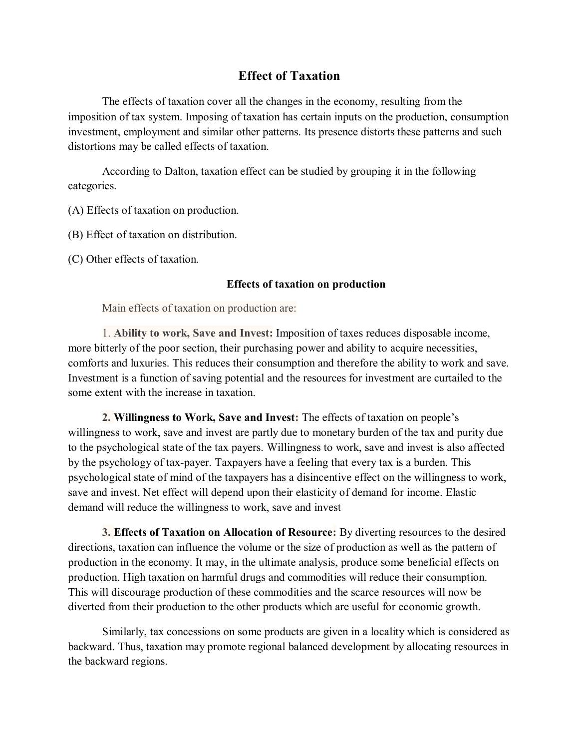# Effect of Taxation

The effects of taxation cover all the changes in the economy, resulting from the imposition of tax system. Imposing of taxation has certain inputs on the production, consumption investment, employment and similar other patterns. Its presence distorts these patterns and such distortions may be called effects of taxation.

According to Dalton, taxation effect can be studied by grouping it in the following categories.

(A) Effects of taxation on production.

(B) Effect of taxation on distribution.

(C) Other effects of taxation.

### Effects of taxation on production

Main effects of taxation on production are:

1. **Ability to work, Save and Invest:** Imposition of taxes reduces disposable income, more bitterly of the poor section, their purchasing power and ability to acquire necessities, comforts and luxuries. This reduces their consumption and therefore the ability to work and save. Investment is a function of saving potential and the resources for investment are curtailed to the some extent with the increase in taxation.

2. **Willingness to Work, Save and Invest:** The effects of taxation on people's willingness to work, save and invest are partly due to monetary burden of the tax and purity due to the psychological state of the tax payers. Willingness to work, save and invest is also affected by the psychology of tax-payer. Taxpayers have a feeling that every tax is a burden. This psychological state of mind of the taxpayers has a disincentive effect on the willingness to work, save and invest. Net effect will depend upon their elasticity of demand for income. Elastic demand will reduce the willingness to work, save and invest

3. **Effects of Taxation on Allocation of Resource:** By diverting resources to the desired directions, taxation can influence the volume or the size of production as well as the pattern of production in the economy. It may, in the ultimate analysis, produce some beneficial effects on production. High taxation on harmful drugs and commodities will reduce their consumption. This will discourage production of these commodities and the scarce resources will now be diverted from their production to the other products which are useful for economic growth.

Similarly, tax concessions on some products are given in a locality which is considered as backward. Thus, taxation may promote regional balanced development by allocating resources in the backward regions.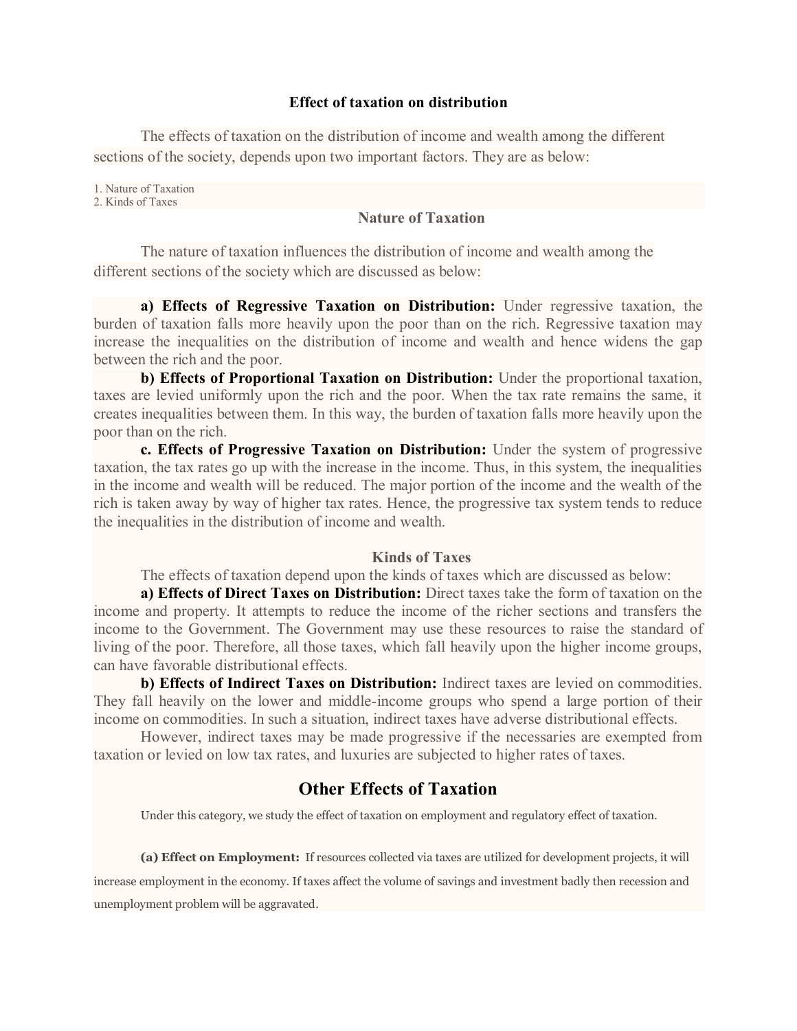### Effect of taxation on distribution

The effects of taxation on the distribution of income and wealth among the different sections of the society, depends upon two important factors. They are as below:

1. Nature of Taxation
2. Kinds of Taxes

#### Nature of Taxation

The nature of taxation influences the distribution of income and wealth among the different sections of the society which are discussed as below:

**a) Effects of Regressive Taxation on Distribution:** Under regressive taxation, the burden of taxation falls more heavily upon the poor than on the rich. Regressive taxation may increase the inequalities on the distribution of income and wealth and hence widens the gap between the rich and the poor.

**b) Effects of Proportional Taxation on Distribution:** Under the proportional taxation, taxes are levied uniformly upon the rich and the poor. When the tax rate remains the same, it creates inequalities between them. In this way, the burden of taxation falls more heavily upon the poor than on the rich.

**c. Effects of Progressive Taxation on Distribution:** Under the system of progressive taxation, the tax rates go up with the increase in the income. Thus, in this system, the inequalities in the income and wealth will be reduced. The major portion of the income and the wealth of the rich is taken away by way of higher tax rates. Hence, the progressive tax system tends to reduce the inequalities in the distribution of income and wealth.

#### Kinds of Taxes

The effects of taxation depend upon the kinds of taxes which are discussed as below:

**a) Effects of Direct Taxes on Distribution:** Direct taxes take the form of taxation on the income and property. It attempts to reduce the income of the richer sections and transfers the income to the Government. The Government may use these resources to raise the standard of living of the poor. Therefore, all those taxes, which fall heavily upon the higher income groups, can have favorable distributional effects.

**b) Effects of Indirect Taxes on Distribution:** Indirect taxes are levied on commodities. They fall heavily on the lower and middle-income groups who spend a large portion of their income on commodities. In such a situation, indirect taxes have adverse distributional effects.

However, indirect taxes may be made progressive if the necessaries are exempted from taxation or levied on low tax rates, and luxuries are subjected to higher rates of taxes.

## Other Effects of Taxation

Under this category, we study the effect of taxation on employment and regulatory effect of taxation.

**(a) Effect on Employment:** If resources collected via taxes are utilized for development projects, it will increase employment in the economy. If taxes affect the volume of savings and investment badly then recession and unemployment problem will be aggravated.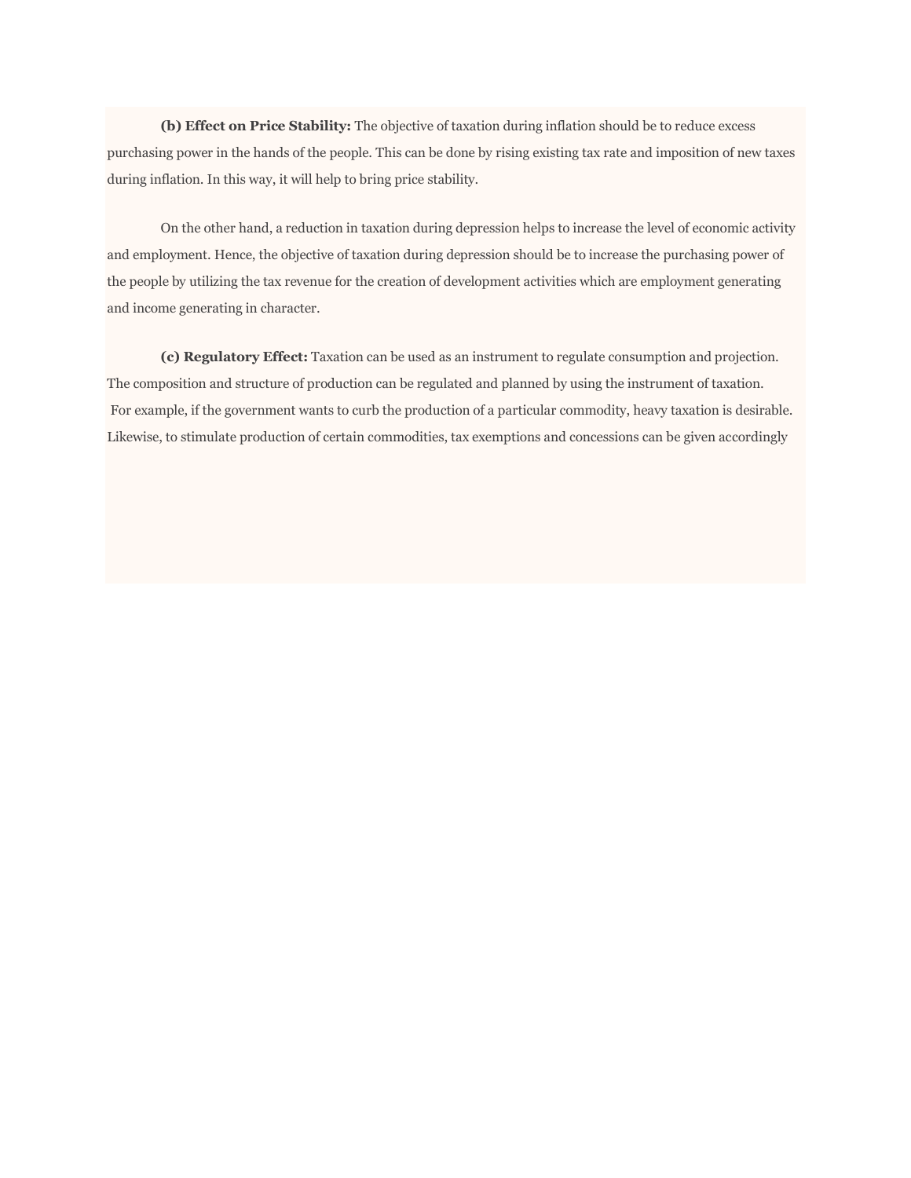**(b) Effect on Price Stability:** The objective of taxation during inflation should be to reduce excess purchasing power in the hands of the people. This can be done by rising existing tax rate and imposition of new taxes during inflation. In this way, it will help to bring price stability.

On the other hand, a reduction in taxation during depression helps to increase the level of economic activity and employment. Hence, the objective of taxation during depression should be to increase the purchasing power of the people by utilizing the tax revenue for the creation of development activities which are employment generating and income generating in character.

**(c) Regulatory Effect:** Taxation can be used as an instrument to regulate consumption and projection. The composition and structure of production can be regulated and planned by using the instrument of taxation. For example, if the government wants to curb the production of a particular commodity, heavy taxation is desirable. Likewise, to stimulate production of certain commodities, tax exemptions and concessions can be given accordingly